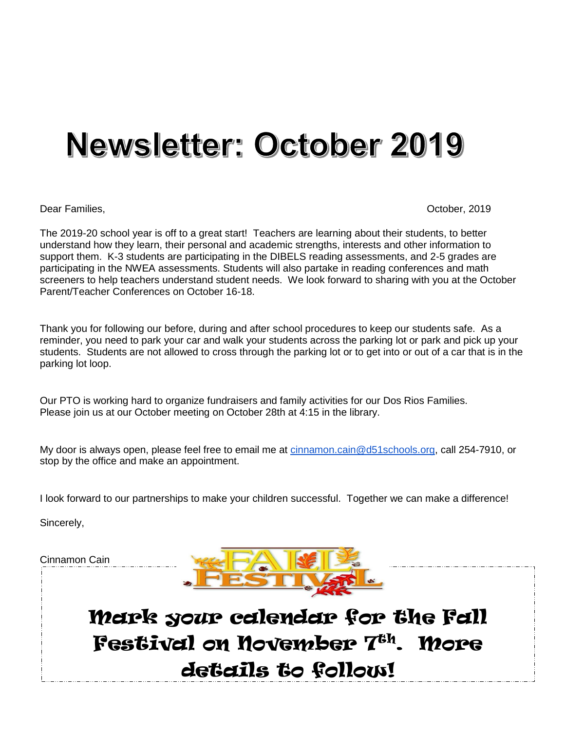# Newsletter: October 2019

Dear Families, October, 2019

The 2019-20 school year is off to a great start! Teachers are learning about their students, to better understand how they learn, their personal and academic strengths, interests and other information to support them. K-3 students are participating in the DIBELS reading assessments, and 2-5 grades are participating in the NWEA assessments. Students will also partake in reading conferences and math screeners to help teachers understand student needs. We look forward to sharing with you at the October Parent/Teacher Conferences on October 16-18.

Thank you for following our before, during and after school procedures to keep our students safe. As a reminder, you need to park your car and walk your students across the parking lot or park and pick up your students. Students are not allowed to cross through the parking lot or to get into or out of a car that is in the parking lot loop.

Our PTO is working hard to organize fundraisers and family activities for our Dos Rios Families. Please join us at our October meeting on October 28th at 4:15 in the library.

My door is always open, please feel free to email me at cinnamon.cain@d51schools.org, call 254-7910, or stop by the office and make an appointment.

I look forward to our partnerships to make your children successful. Together we can make a difference!

Sincerely,

Cinnamon Cain

FALL FESTIVAL

## Mark your calendar for the Fall Festival on November 7th. More details to follow!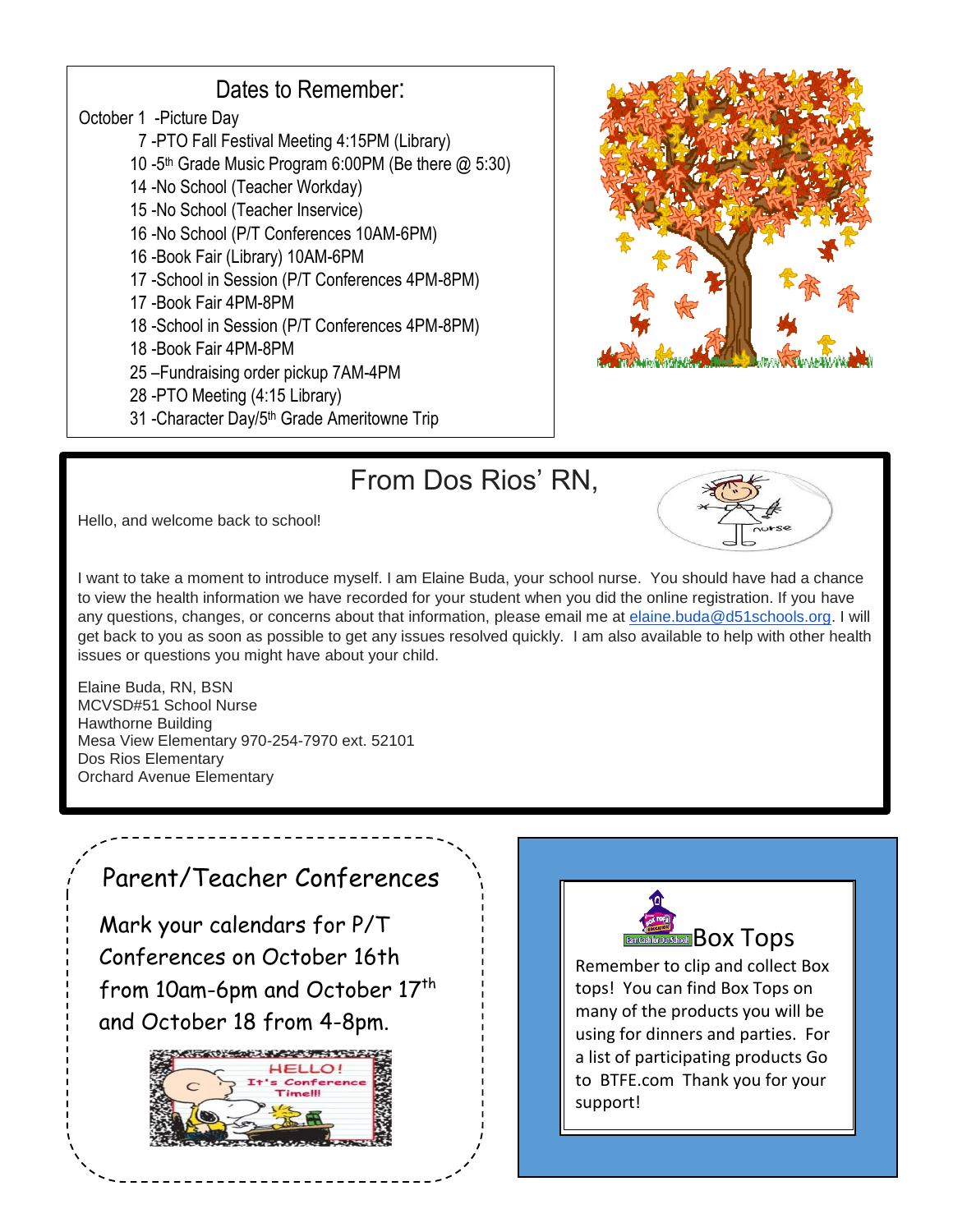## Dates to Remember:

October 1 -Picture Day

- 7 -PTO Fall Festival Meeting 4:15PM (Library)
- 10 -5th Grade Music Program 6:00PM (Be there @ 5:30)
- 14 -No School (Teacher Workday)
- 15 -No School (Teacher Inservice)
- 16 -No School (P/T Conferences 10AM-6PM)
- 16 -Book Fair (Library) 10AM-6PM
- 17 -School in Session (P/T Conferences 4PM-8PM)
- 17 -Book Fair 4PM-8PM
- 18 -School in Session (P/T Conferences 4PM-8PM)
- 18 -Book Fair 4PM-8PM
- 25 –Fundraising order pickup 7AM-4PM
- 28 -PTO Meeting (4:15 Library)
- 31 -Character Day/5th Grade Ameritowne Trip

## From Dos Rios' RN,

Hello, and welcome back to school!

I want to take a moment to introduce myself. I am Elaine Buda, your school nurse. You should have had a chance to view the health information we have recorded for your student when you did the online registration. If you have any questions, changes, or concerns about that information, please email me at elaine.buda@d51schools.org. I will get back to you as soon as possible to get any issues resolved quickly. I am also available to help with other health issues or questions you might have about your child.

Elaine Buda, RN, BSN
MCVSD#51 School Nurse
Hawthorne Building
Mesa View Elementary 970-254-7970 ext. 52101
Dos Rios Elementary
Orchard Avenue Elementary

## Parent/Teacher Conferences

Mark your calendars for P/T Conferences on October 16th from 10am-6pm and October 17th and October 18 from 4-8pm.

## Box Tops

Remember to clip and collect Box tops! You can find Box Tops on many of the products you will be using for dinners and parties. For a list of participating products Go to BTFE.com Thank you for your support!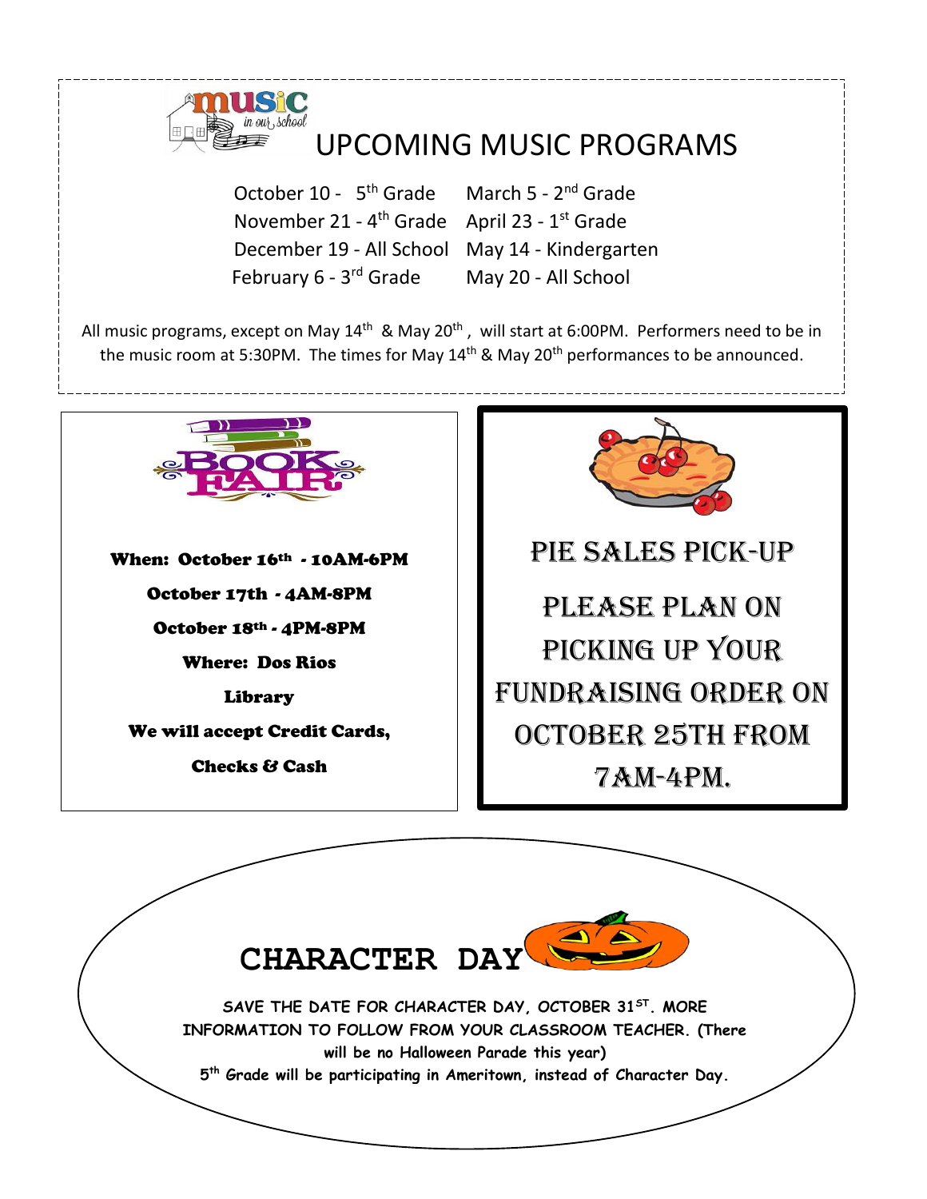## UPCOMING MUSIC PROGRAMS

| | |
|---|---|
| October 10 - 5th Grade | March 5 - 2nd Grade |
| November 21 - 4th Grade | April 23 - 1st Grade |
| December 19 - All School | May 14 - Kindergarten |
| February 6 - 3rd Grade | May 20 - All School |

All music programs, except on May 14th & May 20th, will start at 6:00PM. Performers need to be in the music room at 5:30PM. The times for May 14th & May 20th performances to be announced.

## BOOK FAIR

**When: October 16th - 10AM-6PM**

**October 17th - 4AM-8PM**

**October 18th - 4PM-8PM**

**Where: Dos Rios**

**Library**

**We will accept Credit Cards,**

**Checks & Cash**

## PIE SALES PICK-UP

PLEASE PLAN ON PICKING UP YOUR FUNDRAISING ORDER ON OCTOBER 25TH FROM 7AM-4PM.

## CHARACTER DAY

**SAVE THE DATE FOR CHARACTER DAY, OCTOBER 31ST. MORE INFORMATION TO FOLLOW FROM YOUR CLASSROOM TEACHER. (There will be no Halloween Parade this year)**

**5th Grade will be participating in Ameritown, instead of Character Day.**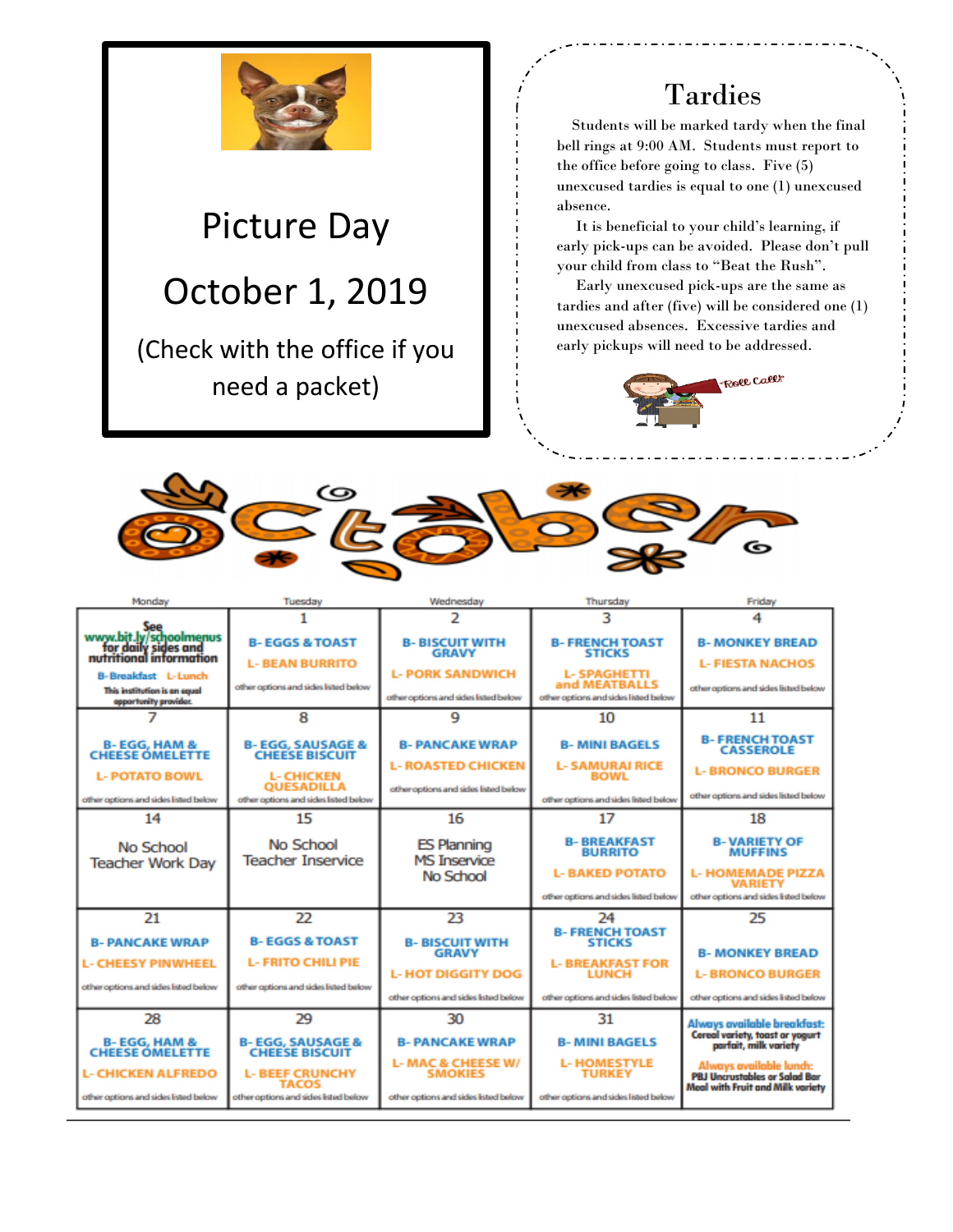## Picture Day

## October 1, 2019

(Check with the office if you need a packet)

## Tardies

Students will be marked tardy when the final bell rings at 9:00 AM. Students must report to the office before going to class. Five (5) unexcused tardies is equal to one (1) unexcused absence.

It is beneficial to your child's learning, if early pick-ups can be avoided. Please don't pull your child from class to "Beat the Rush".

Early unexcused pick-ups are the same as tardies and after (five) will be considered one (1) unexcused absences. Excessive tardies and early pickups will need to be addressed.

"Roll Call"

# October

| Monday | Tuesday | Wednesday | Thursday | Friday |
|---|---|---|---|---|
| See www.bit.ly/schoolmenus for daily sides and nutritional information<br>B-Breakfast L-Lunch<br>This institution is an equal opportunity provider. | 1<br>B- EGGS & TOAST<br>L- BEAN BURRITO<br>other options and sides listed below | 2<br>B- BISCUIT WITH GRAVY<br>L- PORK SANDWICH<br>other options and sides listed below | 3<br>B- FRENCH TOAST STICKS<br>L- SPAGHETTI and MEATBALLS<br>other options and sides listed below | 4<br>B- MONKEY BREAD<br>L- FIESTA NACHOS<br>other options and sides listed below |
| 7<br>B- EGG, HAM & CHEESE OMELETTE<br>L- POTATO BOWL<br>other options and sides listed below | 8<br>B- EGG, SAUSAGE & CHEESE BISCUIT<br>L- CHICKEN QUESADILLA<br>other options and sides listed below | 9<br>B- PANCAKE WRAP<br>L- ROASTED CHICKEN<br>other options and sides listed below | 10<br>B- MINI BAGELS<br>L- SAMURAI RICE BOWL<br>other options and sides listed below | 11<br>B- FRENCH TOAST CASSEROLE<br>L- BRONCO BURGER<br>other options and sides listed below |
| 14<br>No School<br>Teacher Work Day | 15<br>No School<br>Teacher Inservice | 16<br>ES Planning<br>MS Inservice<br>No School | 17<br>B- BREAKFAST BURRITO<br>L- BAKED POTATO<br>other options and sides listed below | 18<br>B- VARIETY OF MUFFINS<br>L- HOMEMADE PIZZA VARIETY<br>other options and sides listed below |
| 21<br>B- PANCAKE WRAP<br>L- CHEESY PINWHEEL<br>other options and sides listed below | 22<br>B- EGGS & TOAST<br>L- FRITO CHILI PIE<br>other options and sides listed below | 23<br>B- BISCUIT WITH GRAVY<br>L- HOT DIGGITY DOG<br>other options and sides listed below | 24<br>B- FRENCH TOAST STICKS<br>L- BREAKFAST FOR LUNCH<br>other options and sides listed below | 25<br>B- MONKEY BREAD<br>L- BRONCO BURGER<br>other options and sides listed below |
| 28<br>B- EGG, HAM & CHEESE OMELETTE<br>L- CHICKEN ALFREDO<br>other options and sides listed below | 29<br>B- EGG, SAUSAGE & CHEESE BISCUIT<br>L- BEEF CRUNCHY TACOS<br>other options and sides listed below | 30<br>B- PANCAKE WRAP<br>L- MAC & CHEESE W/ SMOKIES<br>other options and sides listed below | 31<br>B- MINI BAGELS<br>L- HOMESTYLE TURKEY<br>other options and sides listed below | Always available breakfast:<br>Cereal variety, toast or yogurt parfait, milk variety<br>Always available lunch:<br>PBJ Uncrustables or Salad Bar Meal with Fruit and Milk variety |